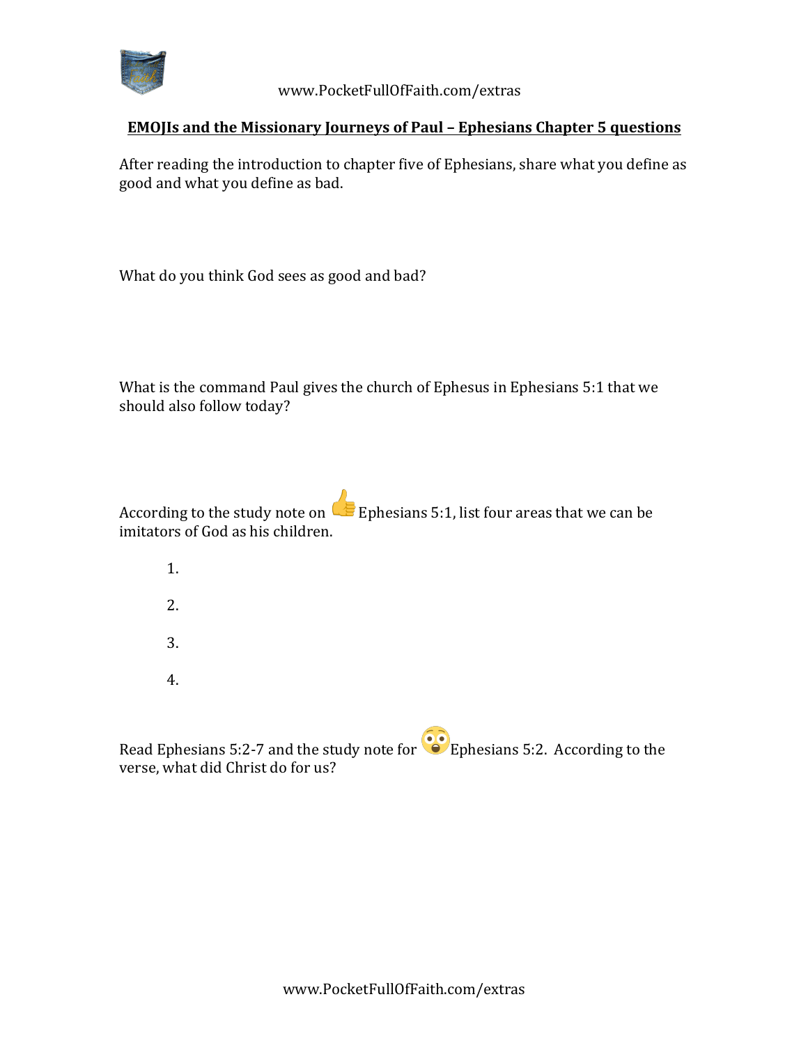www.PocketFullOfFaith.com/extras

## EMOJIs and the Missionary Journeys of Paul – Ephesians Chapter 5 questions

After reading the introduction to chapter five of Ephesians, share what you define as good and what you define as bad.

What do you think God sees as good and bad?

What is the command Paul gives the church of Ephesus in Ephesians 5:1 that we should also follow today?

According to the study note on 👍 Ephesians 5:1, list four areas that we can be imitators of God as his children.

1.
2.
3.
4.

Read Ephesians 5:2-7 and the study note for 😳 Ephesians 5:2. According to the verse, what did Christ do for us?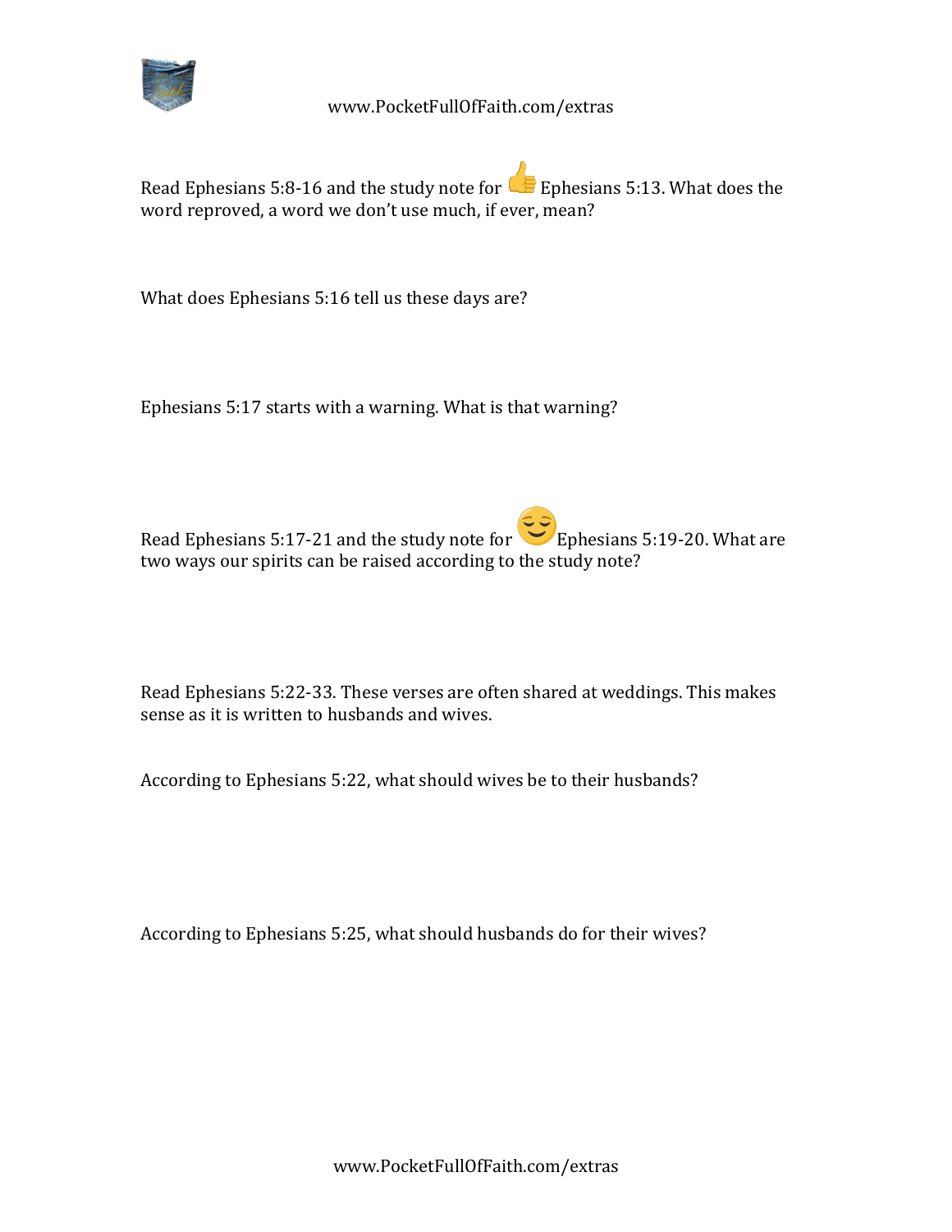Read Ephesians 5:8-16 and the study note for 👍 Ephesians 5:13. What does the word reproved, a word we don't use much, if ever, mean?

What does Ephesians 5:16 tell us these days are?

Ephesians 5:17 starts with a warning. What is that warning?

Read Ephesians 5:17-21 and the study note for 😌 Ephesians 5:19-20. What are two ways our spirits can be raised according to the study note?

Read Ephesians 5:22-33. These verses are often shared at weddings. This makes sense as it is written to husbands and wives.

According to Ephesians 5:22, what should wives be to their husbands?

According to Ephesians 5:25, what should husbands do for their wives?